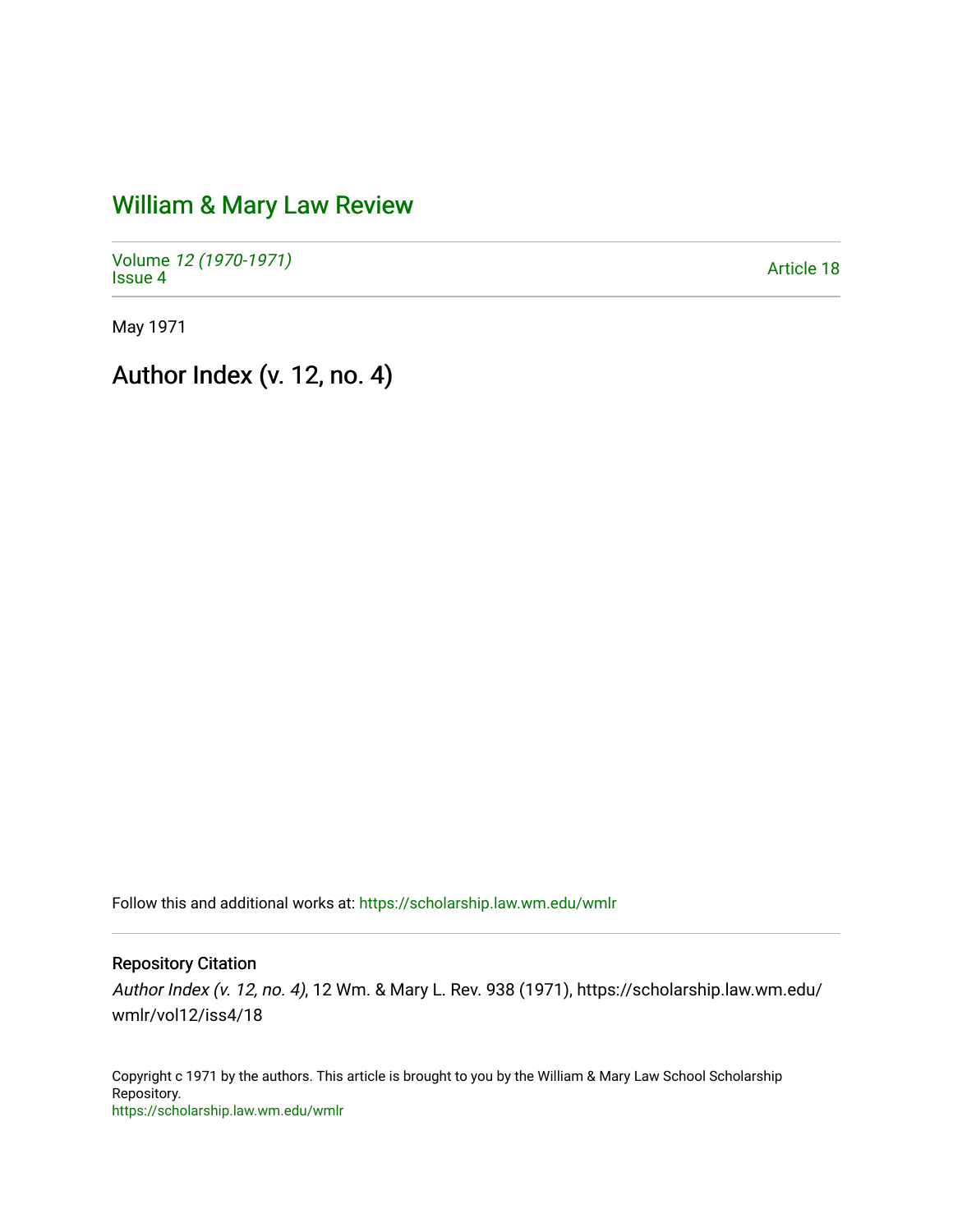# William & Mary Law Review

Volume *12 (1970-1971)*
Issue 4

Article 18

May 1971

## Author Index (v. 12, no. 4)

Follow this and additional works at: https://scholarship.law.wm.edu/wmlr

### Repository Citation

*Author Index (v. 12, no. 4)*, 12 Wm. & Mary L. Rev. 938 (1971), https://scholarship.law.wm.edu/wmlr/vol12/iss4/18

Copyright c 1971 by the authors. This article is brought to you by the William & Mary Law School Scholarship Repository.
https://scholarship.law.wm.edu/wmlr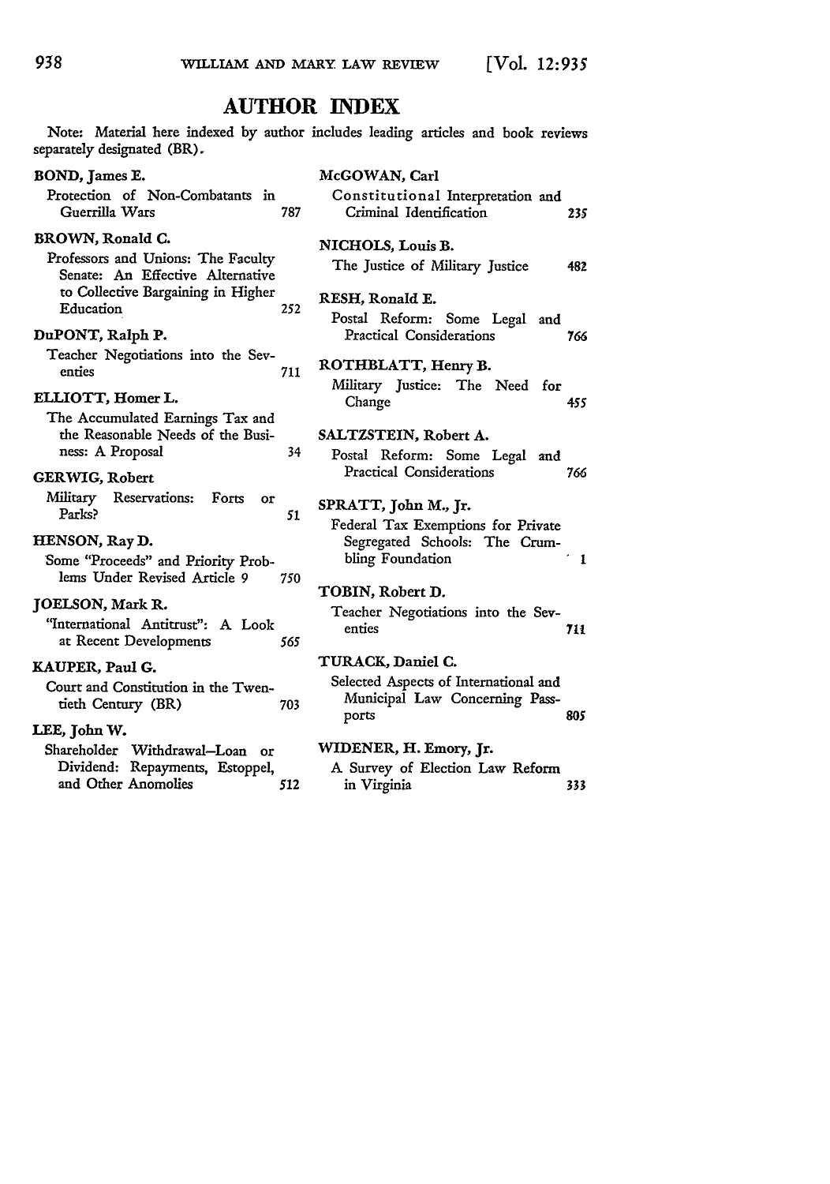# AUTHOR INDEX

Note: Material here indexed by author includes leading articles and book reviews separately designated (BR).

**BOND, James E.**
Protection of Non-Combatants in Guerrilla Wars 787

**BROWN, Ronald C.**
Professors and Unions: The Faculty Senate: An Effective Alternative to Collective Bargaining in Higher Education 252

**DuPONT, Ralph P.**
Teacher Negotiations into the Seventies 711

**ELLIOTT, Homer L.**
The Accumulated Earnings Tax and the Reasonable Needs of the Business: A Proposal 34

**GERWIG, Robert**
Military Reservations: Forts or Parks? 51

**HENSON, Ray D.**
Some "Proceeds" and Priority Problems Under Revised Article 9 750

**JOELSON, Mark R.**
"International Antitrust": A Look at Recent Developments 565

**KAUPER, Paul G.**
Court and Constitution in the Twentieth Century (BR) 703

**LEE, John W.**
Shareholder Withdrawal—Loan or Dividend: Repayments, Estoppel, and Other Anomolies 512

**McGOWAN, Carl**
Constitutional Interpretation and Criminal Identification 235

**NICHOLS, Louis B.**
The Justice of Military Justice 482

**RESH, Ronald E.**
Postal Reform: Some Legal and Practical Considerations 766

**ROTHBLATT, Henry B.**
Military Justice: The Need for Change 455

**SALTZSTEIN, Robert A.**
Postal Reform: Some Legal and Practical Considerations 766

**SPRATT, John M., Jr.**
Federal Tax Exemptions for Private Segregated Schools: The Crumbling Foundation 1

**TOBIN, Robert D.**
Teacher Negotiations into the Seventies 711

**TURACK, Daniel C.**
Selected Aspects of International and Municipal Law Concerning Passports 805

**WIDENER, H. Emory, Jr.**
A Survey of Election Law Reform in Virginia 333